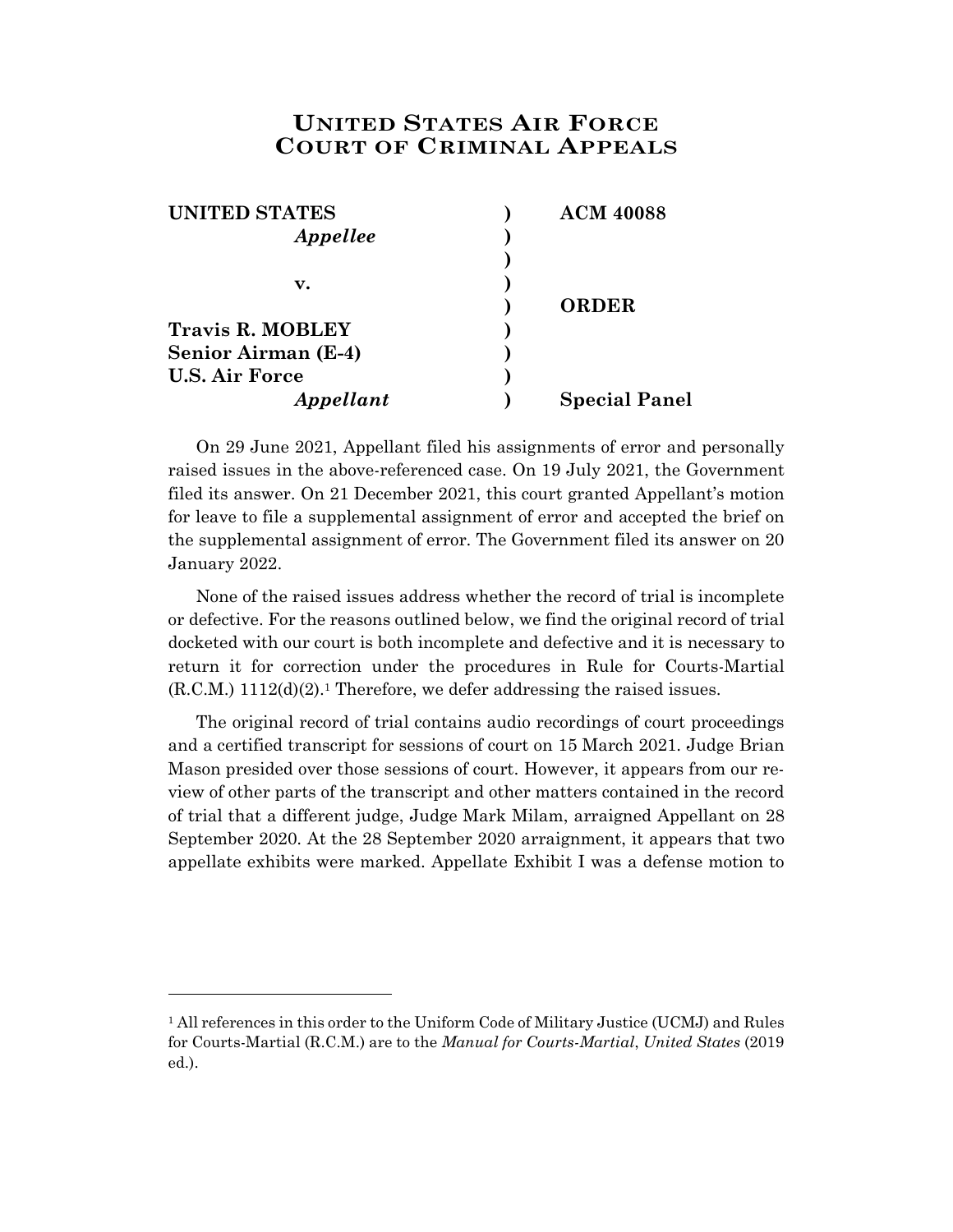# UNITED STATES AIR FORCE COURT OF CRIMINAL APPEALS

| | | |
|---|---|---|
| **UNITED STATES** | ) | **ACM 40088** |
| ***Appellee*** | ) | |
| | ) | |
| **v.** | ) | |
| | ) | **ORDER** |
| **Travis R. MOBLEY** | ) | |
| **Senior Airman (E-4)** | ) | |
| **U.S. Air Force** | ) | |
| ***Appellant*** | ) | **Special Panel** |

On 29 June 2021, Appellant filed his assignments of error and personally raised issues in the above-referenced case. On 19 July 2021, the Government filed its answer. On 21 December 2021, this court granted Appellant's motion for leave to file a supplemental assignment of error and accepted the brief on the supplemental assignment of error. The Government filed its answer on 20 January 2022.

None of the raised issues address whether the record of trial is incomplete or defective. For the reasons outlined below, we find the original record of trial docketed with our court is both incomplete and defective and it is necessary to return it for correction under the procedures in Rule for Courts-Martial (R.C.M.) 1112(d)(2).[1] Therefore, we defer addressing the raised issues.

The original record of trial contains audio recordings of court proceedings and a certified transcript for sessions of court on 15 March 2021. Judge Brian Mason presided over those sessions of court. However, it appears from our review of other parts of the transcript and other matters contained in the record of trial that a different judge, Judge Mark Milam, arraigned Appellant on 28 September 2020. At the 28 September 2020 arraignment, it appears that two appellate exhibits were marked. Appellate Exhibit I was a defense motion to

---

[1] All references in this order to the Uniform Code of Military Justice (UCMJ) and Rules for Courts-Martial (R.C.M.) are to the *Manual for Courts-Martial*, *United States* (2019 ed.).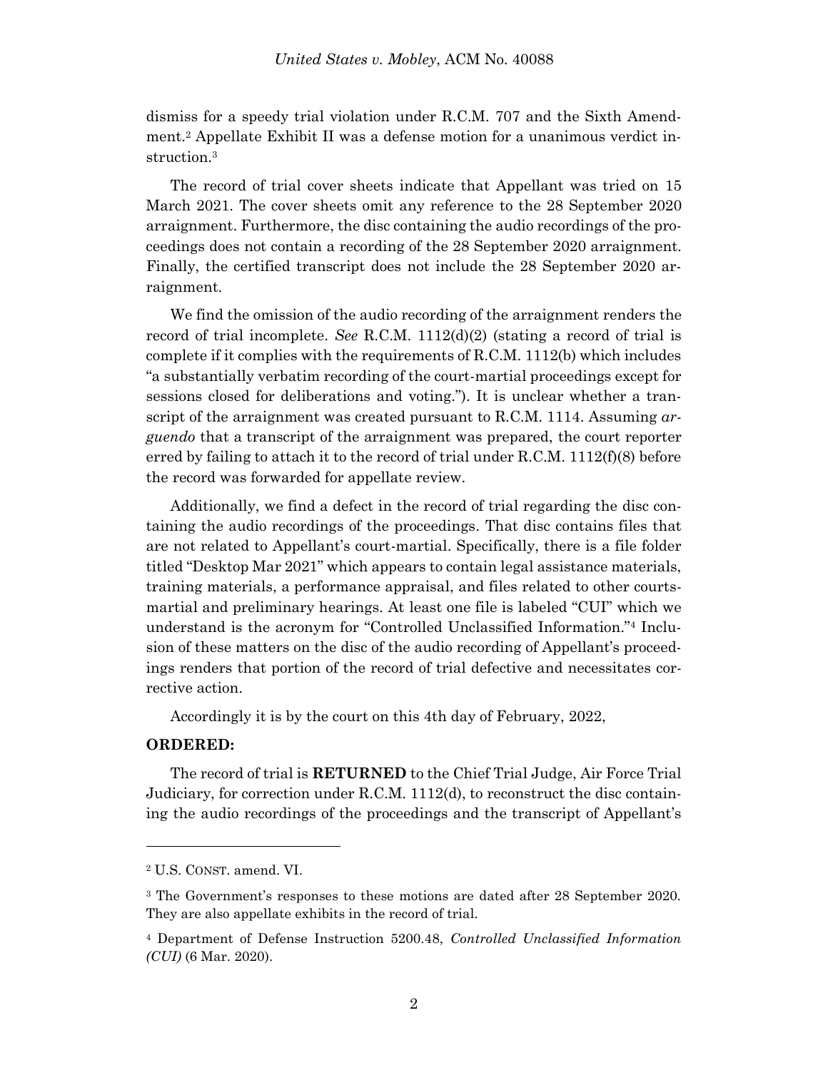dismiss for a speedy trial violation under R.C.M. 707 and the Sixth Amendment.[2] Appellate Exhibit II was a defense motion for a unanimous verdict instruction.[3]

The record of trial cover sheets indicate that Appellant was tried on 15 March 2021. The cover sheets omit any reference to the 28 September 2020 arraignment. Furthermore, the disc containing the audio recordings of the proceedings does not contain a recording of the 28 September 2020 arraignment. Finally, the certified transcript does not include the 28 September 2020 arraignment.

We find the omission of the audio recording of the arraignment renders the record of trial incomplete. *See* R.C.M. 1112(d)(2) (stating a record of trial is complete if it complies with the requirements of R.C.M. 1112(b) which includes "a substantially verbatim recording of the court-martial proceedings except for sessions closed for deliberations and voting."). It is unclear whether a transcript of the arraignment was created pursuant to R.C.M. 1114. Assuming *arguendo* that a transcript of the arraignment was prepared, the court reporter erred by failing to attach it to the record of trial under R.C.M. 1112(f)(8) before the record was forwarded for appellate review.

Additionally, we find a defect in the record of trial regarding the disc containing the audio recordings of the proceedings. That disc contains files that are not related to Appellant's court-martial. Specifically, there is a file folder titled "Desktop Mar 2021" which appears to contain legal assistance materials, training materials, a performance appraisal, and files related to other courts-martial and preliminary hearings. At least one file is labeled "CUI" which we understand is the acronym for "Controlled Unclassified Information."[4] Inclusion of these matters on the disc of the audio recording of Appellant's proceedings renders that portion of the record of trial defective and necessitates corrective action.

Accordingly it is by the court on this 4th day of February, 2022,

**ORDERED:**

The record of trial is **RETURNED** to the Chief Trial Judge, Air Force Trial Judiciary, for correction under R.C.M. 1112(d), to reconstruct the disc containing the audio recordings of the proceedings and the transcript of Appellant's

---

[2] U.S. CONST. amend. VI.

[3] The Government's responses to these motions are dated after 28 September 2020. They are also appellate exhibits in the record of trial.

[4] Department of Defense Instruction 5200.48, *Controlled Unclassified Information (CUI)* (6 Mar. 2020).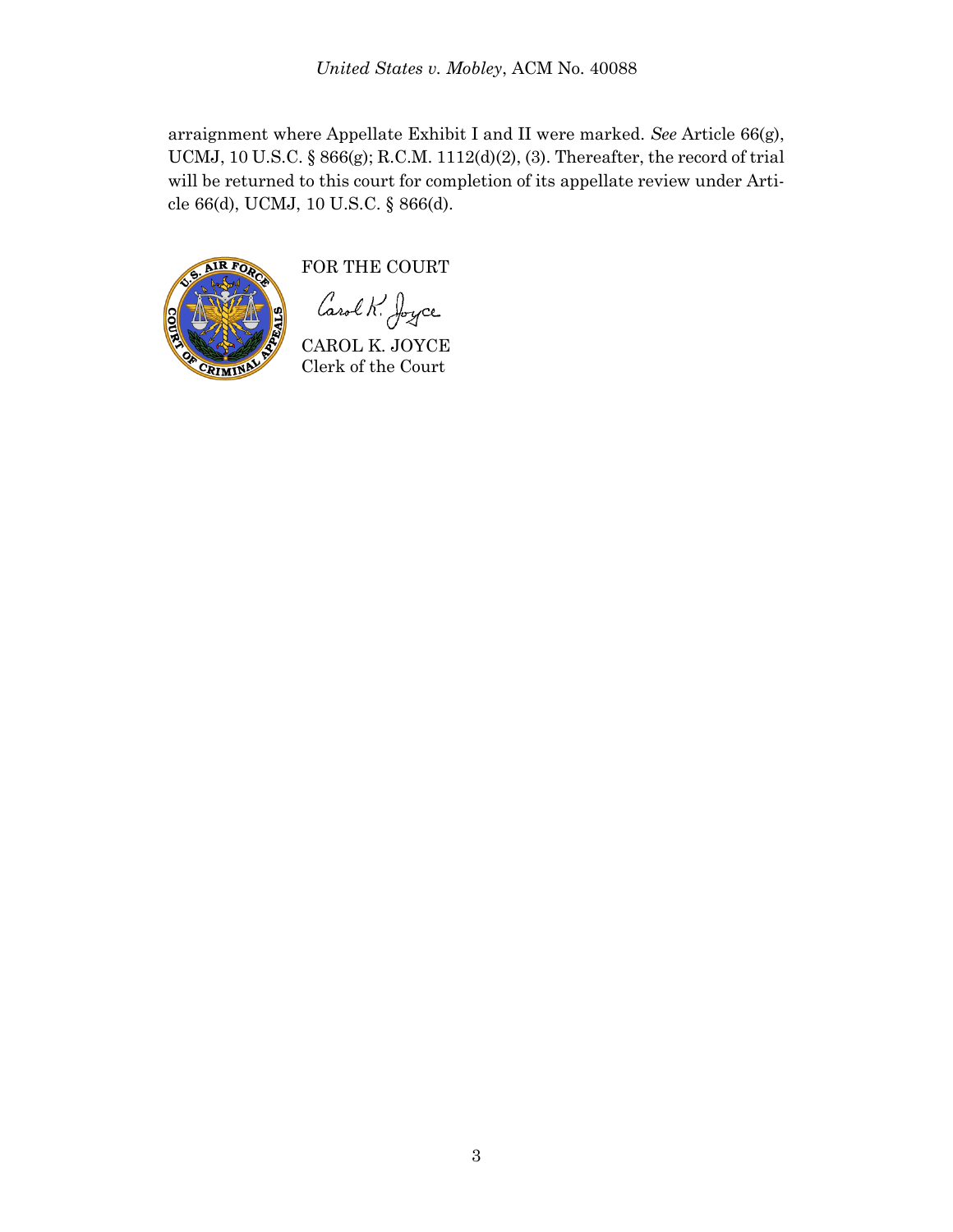arraignment where Appellate Exhibit I and II were marked. *See* Article 66(g), UCMJ, 10 U.S.C. § 866(g); R.C.M. 1112(d)(2), (3). Thereafter, the record of trial will be returned to this court for completion of its appellate review under Article 66(d), UCMJ, 10 U.S.C. § 866(d).

FOR THE COURT

Carol K. Joyce

CAROL K. JOYCE
Clerk of the Court